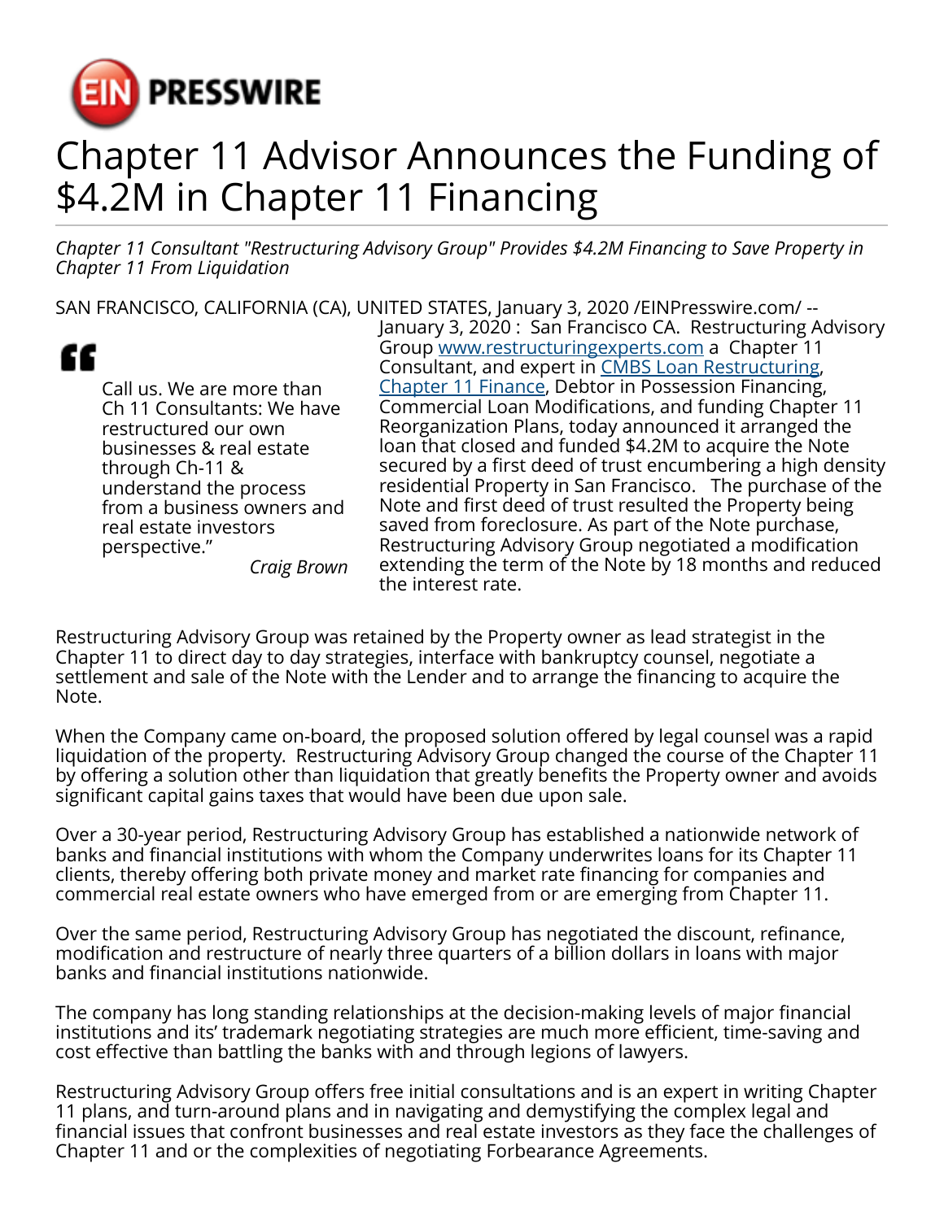# Chapter 11 Advisor Announces the Funding of $4.2M in Chapter 11 Financing

*Chapter 11 Consultant "Restructuring Advisory Group" Provides $4.2M Financing to Save Property in Chapter 11 From Liquidation*

SAN FRANCISCO, CALIFORNIA (CA), UNITED STATES, January 3, 2020 /EINPresswire.com/ -- January 3, 2020 : San Francisco CA. Restructuring Advisory Group www.restructuringexperts.com a Chapter 11 Consultant, and expert in CMBS Loan Restructuring, Chapter 11 Finance, Debtor in Possession Financing, Commercial Loan Modifications, and funding Chapter 11 Reorganization Plans, today announced it arranged the loan that closed and funded $4.2M to acquire the Note secured by a first deed of trust encumbering a high density residential Property in San Francisco. The purchase of the Note and first deed of trust resulted the Property being saved from foreclosure. As part of the Note purchase, Restructuring Advisory Group negotiated a modification extending the term of the Note by 18 months and reduced the interest rate.

> Call us. We are more than Ch 11 Consultants: We have restructured our own businesses & real estate through Ch-11 & understand the process from a business owners and real estate investors perspective."
>
> *Craig Brown*

Restructuring Advisory Group was retained by the Property owner as lead strategist in the Chapter 11 to direct day to day strategies, interface with bankruptcy counsel, negotiate a settlement and sale of the Note with the Lender and to arrange the financing to acquire the Note.

When the Company came on-board, the proposed solution offered by legal counsel was a rapid liquidation of the property. Restructuring Advisory Group changed the course of the Chapter 11 by offering a solution other than liquidation that greatly benefits the Property owner and avoids significant capital gains taxes that would have been due upon sale.

Over a 30-year period, Restructuring Advisory Group has established a nationwide network of banks and financial institutions with whom the Company underwrites loans for its Chapter 11 clients, thereby offering both private money and market rate financing for companies and commercial real estate owners who have emerged from or are emerging from Chapter 11.

Over the same period, Restructuring Advisory Group has negotiated the discount, refinance, modification and restructure of nearly three quarters of a billion dollars in loans with major banks and financial institutions nationwide.

The company has long standing relationships at the decision-making levels of major financial institutions and its' trademark negotiating strategies are much more efficient, time-saving and cost effective than battling the banks with and through legions of lawyers.

Restructuring Advisory Group offers free initial consultations and is an expert in writing Chapter 11 plans, and turn-around plans and in navigating and demystifying the complex legal and financial issues that confront businesses and real estate investors as they face the challenges of Chapter 11 and or the complexities of negotiating Forbearance Agreements.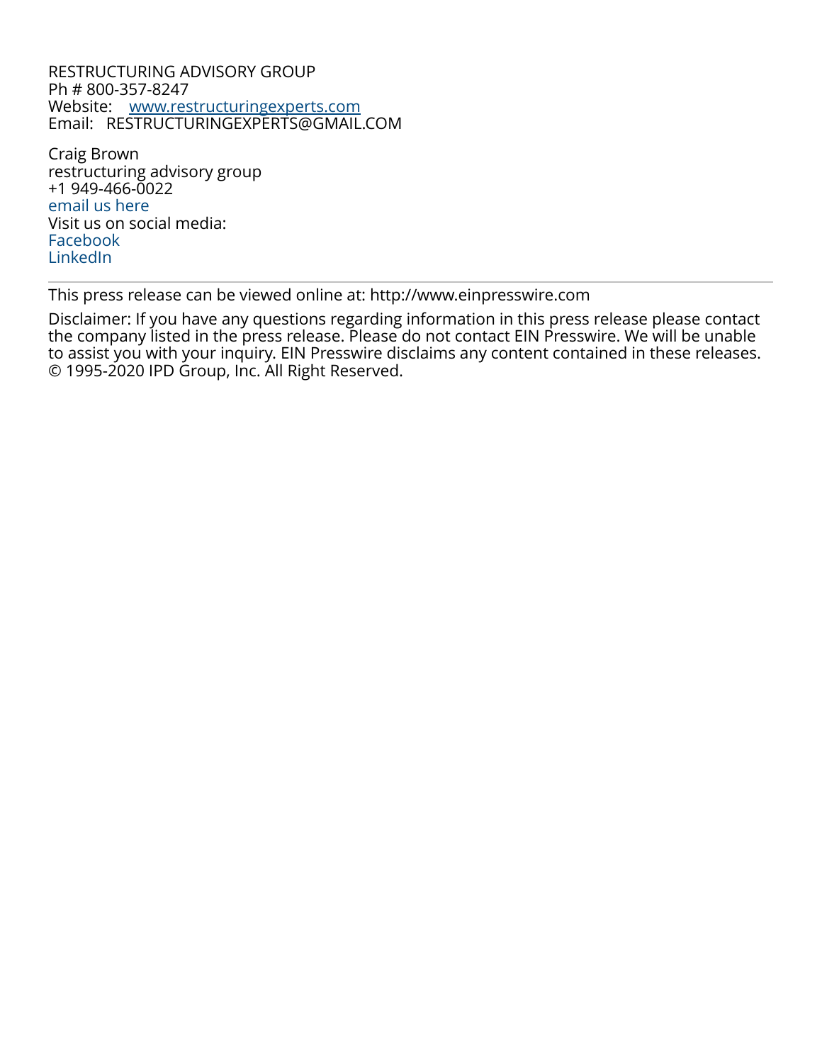RESTRUCTURING ADVISORY GROUP
Ph # 800-357-8247
Website: www.restructuringexperts.com
Email: RESTRUCTURINGEXPERTS@GMAIL.COM

Craig Brown
restructuring advisory group
+1 949-466-0022
email us here
Visit us on social media:
Facebook
LinkedIn

---

This press release can be viewed online at: http://www.einpresswire.com

Disclaimer: If you have any questions regarding information in this press release please contact the company listed in the press release. Please do not contact EIN Presswire. We will be unable to assist you with your inquiry. EIN Presswire disclaims any content contained in these releases. © 1995-2020 IPD Group, Inc. All Right Reserved.